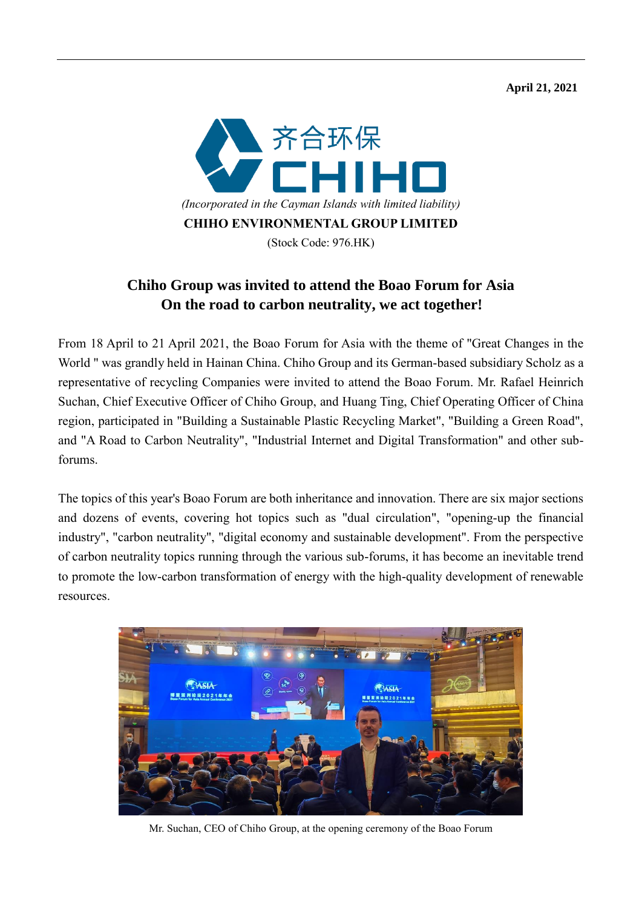**April 21, 2021**

齐合环保
CHIHO

*(Incorporated in the Cayman Islands with limited liability)*

**CHIHO ENVIRONMENTAL GROUP LIMITED**

(Stock Code: 976.HK)

# Chiho Group was invited to attend the Boao Forum for Asia On the road to carbon neutrality, we act together!

From 18 April to 21 April 2021, the Boao Forum for Asia with the theme of "Great Changes in the World " was grandly held in Hainan China. Chiho Group and its German-based subsidiary Scholz as a representative of recycling Companies were invited to attend the Boao Forum. Mr. Rafael Heinrich Suchan, Chief Executive Officer of Chiho Group, and Huang Ting, Chief Operating Officer of China region, participated in "Building a Sustainable Plastic Recycling Market", "Building a Green Road", and "A Road to Carbon Neutrality", "Industrial Internet and Digital Transformation" and other sub-forums.

The topics of this year's Boao Forum are both inheritance and innovation. There are six major sections and dozens of events, covering hot topics such as "dual circulation", "opening-up the financial industry", "carbon neutrality", "digital economy and sustainable development". From the perspective of carbon neutrality topics running through the various sub-forums, it has become an inevitable trend to promote the low-carbon transformation of energy with the high-quality development of renewable resources.

Mr. Suchan, CEO of Chiho Group, at the opening ceremony of the Boao Forum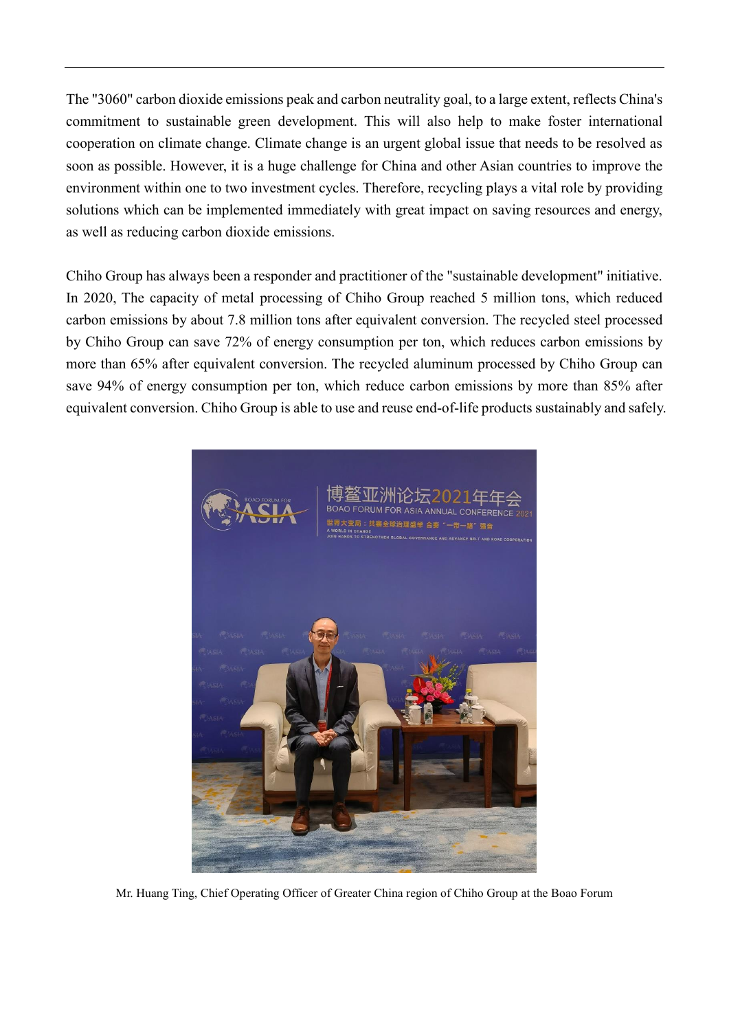The "3060" carbon dioxide emissions peak and carbon neutrality goal, to a large extent, reflects China's commitment to sustainable green development. This will also help to make foster international cooperation on climate change. Climate change is an urgent global issue that needs to be resolved as soon as possible. However, it is a huge challenge for China and other Asian countries to improve the environment within one to two investment cycles. Therefore, recycling plays a vital role by providing solutions which can be implemented immediately with great impact on saving resources and energy, as well as reducing carbon dioxide emissions.

Chiho Group has always been a responder and practitioner of the "sustainable development" initiative. In 2020, The capacity of metal processing of Chiho Group reached 5 million tons, which reduced carbon emissions by about 7.8 million tons after equivalent conversion. The recycled steel processed by Chiho Group can save 72% of energy consumption per ton, which reduces carbon emissions by more than 65% after equivalent conversion. The recycled aluminum processed by Chiho Group can save 94% of energy consumption per ton, which reduce carbon emissions by more than 85% after equivalent conversion. Chiho Group is able to use and reuse end-of-life products sustainably and safely.

Mr. Huang Ting, Chief Operating Officer of Greater China region of Chiho Group at the Boao Forum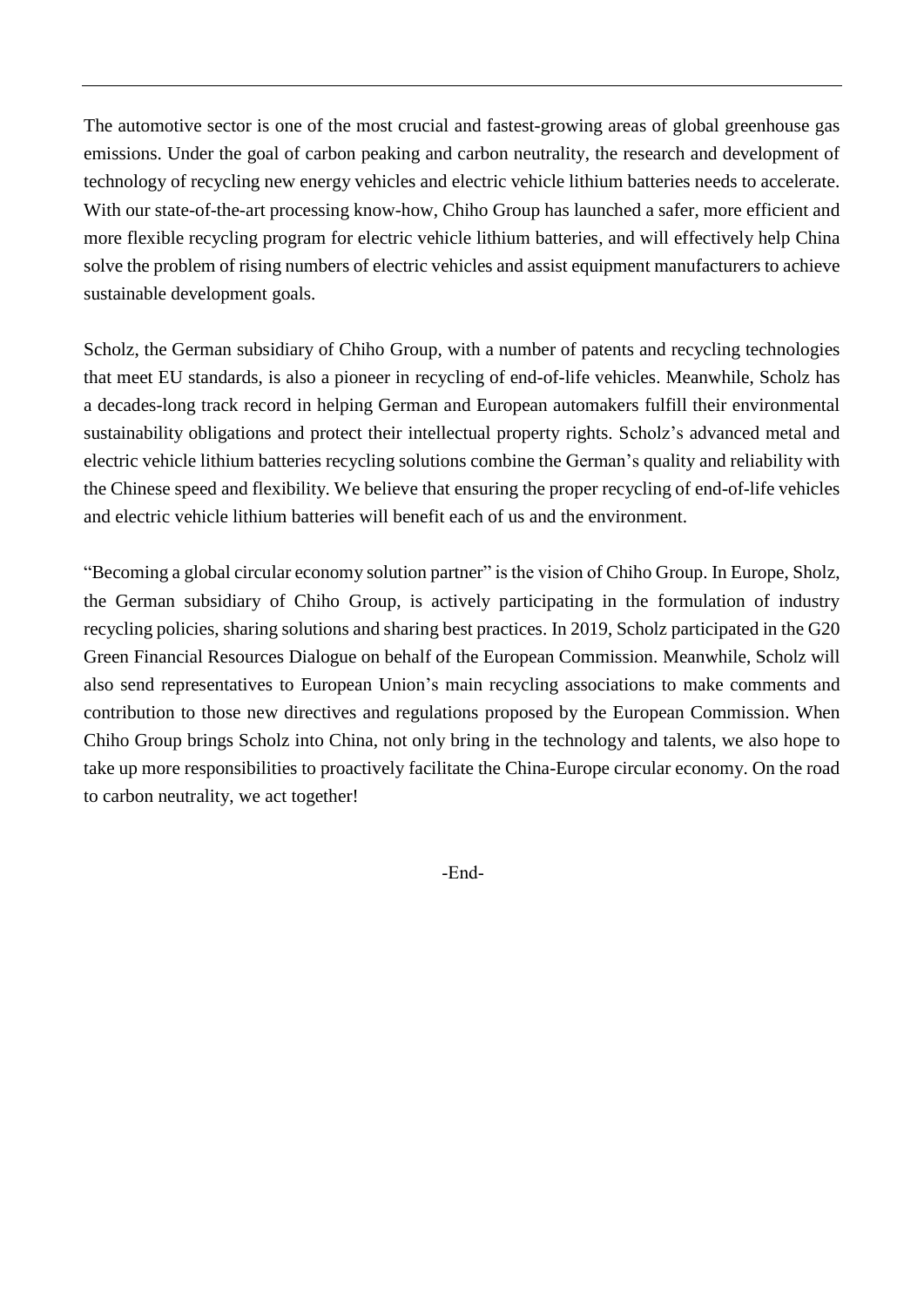The automotive sector is one of the most crucial and fastest-growing areas of global greenhouse gas emissions. Under the goal of carbon peaking and carbon neutrality, the research and development of technology of recycling new energy vehicles and electric vehicle lithium batteries needs to accelerate. With our state-of-the-art processing know-how, Chiho Group has launched a safer, more efficient and more flexible recycling program for electric vehicle lithium batteries, and will effectively help China solve the problem of rising numbers of electric vehicles and assist equipment manufacturers to achieve sustainable development goals.

Scholz, the German subsidiary of Chiho Group, with a number of patents and recycling technologies that meet EU standards, is also a pioneer in recycling of end-of-life vehicles. Meanwhile, Scholz has a decades-long track record in helping German and European automakers fulfill their environmental sustainability obligations and protect their intellectual property rights. Scholz's advanced metal and electric vehicle lithium batteries recycling solutions combine the German's quality and reliability with the Chinese speed and flexibility. We believe that ensuring the proper recycling of end-of-life vehicles and electric vehicle lithium batteries will benefit each of us and the environment.

"Becoming a global circular economy solution partner" is the vision of Chiho Group. In Europe, Sholz, the German subsidiary of Chiho Group, is actively participating in the formulation of industry recycling policies, sharing solutions and sharing best practices. In 2019, Scholz participated in the G20 Green Financial Resources Dialogue on behalf of the European Commission. Meanwhile, Scholz will also send representatives to European Union's main recycling associations to make comments and contribution to those new directives and regulations proposed by the European Commission. When Chiho Group brings Scholz into China, not only bring in the technology and talents, we also hope to take up more responsibilities to proactively facilitate the China-Europe circular economy. On the road to carbon neutrality, we act together!

-End-